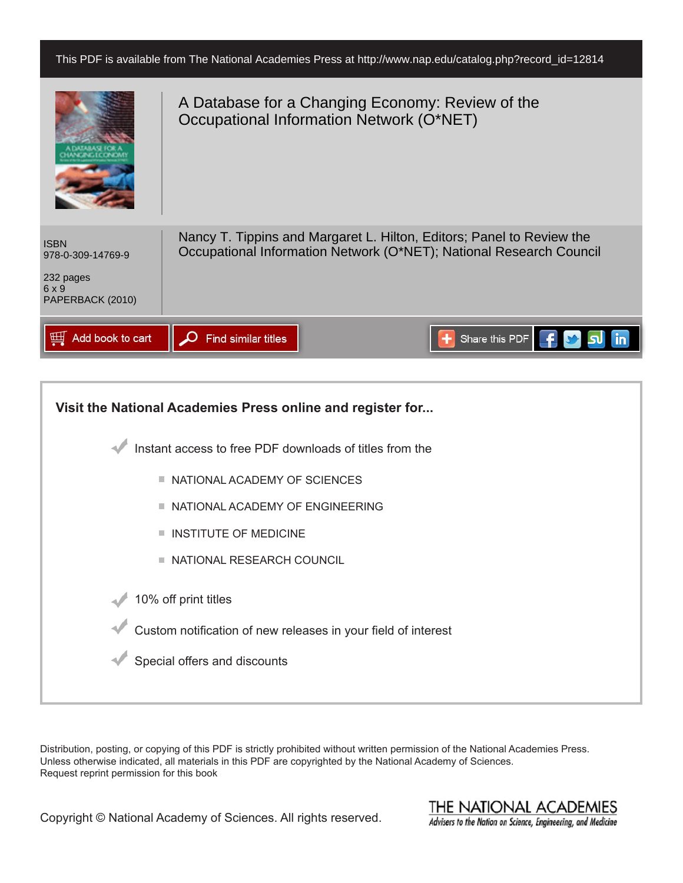This PDF is available from The National Academies Press at http://www.nap.edu/catalog.php?record_id=12814

# A Database for a Changing Economy: Review of the Occupational Information Network (O*NET)

ISBN
978-0-309-14769-9

232 pages
6 x 9
PAPERBACK (2010)

Nancy T. Tippins and Margaret L. Hilton, Editors; Panel to Review the Occupational Information Network (O*NET); National Research Council

Add book to cart | Find similar titles | Share this PDF

**Visit the National Academies Press online and register for...**

- Instant access to free PDF downloads of titles from the
  - NATIONAL ACADEMY OF SCIENCES
  - NATIONAL ACADEMY OF ENGINEERING
  - INSTITUTE OF MEDICINE
  - NATIONAL RESEARCH COUNCIL
- 10% off print titles
- Custom notification of new releases in your field of interest
- Special offers and discounts

Distribution, posting, or copying of this PDF is strictly prohibited without written permission of the National Academies Press.
Unless otherwise indicated, all materials in this PDF are copyrighted by the National Academy of Sciences.
Request reprint permission for this book

Copyright © National Academy of Sciences. All rights reserved.

THE NATIONAL ACADEMIES
*Advisers to the Nation on Science, Engineering, and Medicine*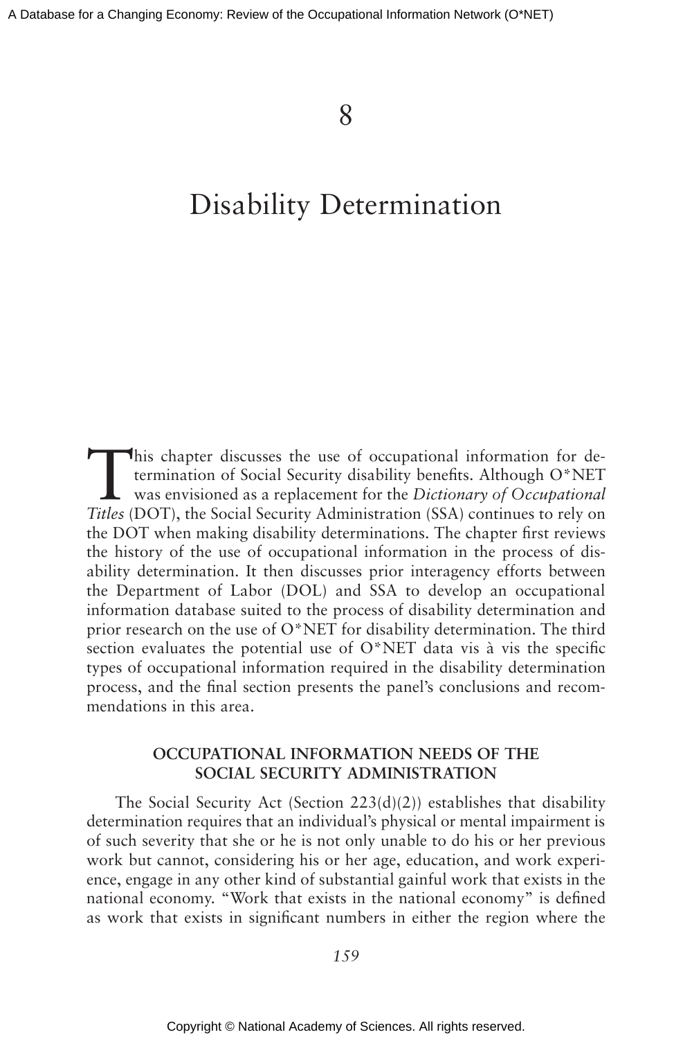# 8

# Disability Determination

This chapter discusses the use of occupational information for determination of Social Security disability benefits. Although O*NET was envisioned as a replacement for the *Dictionary of Occupational Titles* (DOT), the Social Security Administration (SSA) continues to rely on the DOT when making disability determinations. The chapter first reviews the history of the use of occupational information in the process of disability determination. It then discusses prior interagency efforts between the Department of Labor (DOL) and SSA to develop an occupational information database suited to the process of disability determination and prior research on the use of O*NET for disability determination. The third section evaluates the potential use of O*NET data vis à vis the specific types of occupational information required in the disability determination process, and the final section presents the panel's conclusions and recommendations in this area.

## OCCUPATIONAL INFORMATION NEEDS OF THE SOCIAL SECURITY ADMINISTRATION

The Social Security Act (Section 223(d)(2)) establishes that disability determination requires that an individual's physical or mental impairment is of such severity that she or he is not only unable to do his or her previous work but cannot, considering his or her age, education, and work experience, engage in any other kind of substantial gainful work that exists in the national economy. "Work that exists in the national economy" is defined as work that exists in significant numbers in either the region where the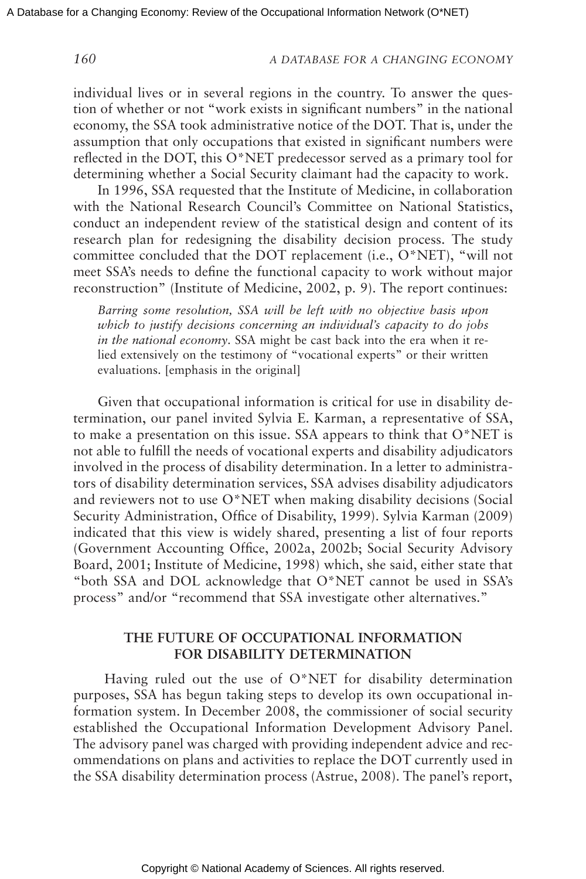individual lives or in several regions in the country. To answer the question of whether or not "work exists in significant numbers" in the national economy, the SSA took administrative notice of the DOT. That is, under the assumption that only occupations that existed in significant numbers were reflected in the DOT, this O*NET predecessor served as a primary tool for determining whether a Social Security claimant had the capacity to work.

In 1996, SSA requested that the Institute of Medicine, in collaboration with the National Research Council's Committee on National Statistics, conduct an independent review of the statistical design and content of its research plan for redesigning the disability decision process. The study committee concluded that the DOT replacement (i.e., O*NET), "will not meet SSA's needs to define the functional capacity to work without major reconstruction" (Institute of Medicine, 2002, p. 9). The report continues:

> *Barring some resolution, SSA will be left with no objective basis upon which to justify decisions concerning an individual's capacity to do jobs in the national economy*. SSA might be cast back into the era when it relied extensively on the testimony of "vocational experts" or their written evaluations. [emphasis in the original]

Given that occupational information is critical for use in disability determination, our panel invited Sylvia E. Karman, a representative of SSA, to make a presentation on this issue. SSA appears to think that O*NET is not able to fulfill the needs of vocational experts and disability adjudicators involved in the process of disability determination. In a letter to administrators of disability determination services, SSA advises disability adjudicators and reviewers not to use O*NET when making disability decisions (Social Security Administration, Office of Disability, 1999). Sylvia Karman (2009) indicated that this view is widely shared, presenting a list of four reports (Government Accounting Office, 2002a, 2002b; Social Security Advisory Board, 2001; Institute of Medicine, 1998) which, she said, either state that "both SSA and DOL acknowledge that O*NET cannot be used in SSA's process" and/or "recommend that SSA investigate other alternatives."

## THE FUTURE OF OCCUPATIONAL INFORMATION FOR DISABILITY DETERMINATION

Having ruled out the use of O*NET for disability determination purposes, SSA has begun taking steps to develop its own occupational information system. In December 2008, the commissioner of social security established the Occupational Information Development Advisory Panel. The advisory panel was charged with providing independent advice and recommendations on plans and activities to replace the DOT currently used in the SSA disability determination process (Astrue, 2008). The panel's report,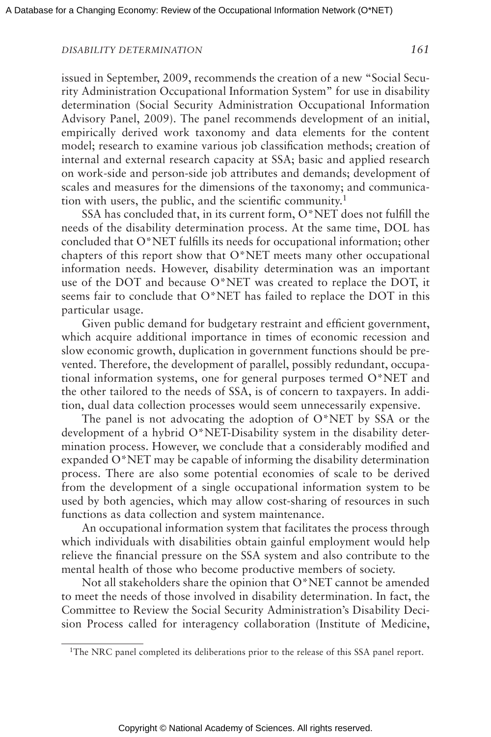issued in September, 2009, recommends the creation of a new "Social Security Administration Occupational Information System" for use in disability determination (Social Security Administration Occupational Information Advisory Panel, 2009). The panel recommends development of an initial, empirically derived work taxonomy and data elements for the content model; research to examine various job classification methods; creation of internal and external research capacity at SSA; basic and applied research on work-side and person-side job attributes and demands; development of scales and measures for the dimensions of the taxonomy; and communication with users, the public, and the scientific community.[1]

SSA has concluded that, in its current form, O*NET does not fulfill the needs of the disability determination process. At the same time, DOL has concluded that O*NET fulfills its needs for occupational information; other chapters of this report show that O*NET meets many other occupational information needs. However, disability determination was an important use of the DOT and because O*NET was created to replace the DOT, it seems fair to conclude that O*NET has failed to replace the DOT in this particular usage.

Given public demand for budgetary restraint and efficient government, which acquire additional importance in times of economic recession and slow economic growth, duplication in government functions should be prevented. Therefore, the development of parallel, possibly redundant, occupational information systems, one for general purposes termed O*NET and the other tailored to the needs of SSA, is of concern to taxpayers. In addition, dual data collection processes would seem unnecessarily expensive.

The panel is not advocating the adoption of O*NET by SSA or the development of a hybrid O*NET-Disability system in the disability determination process. However, we conclude that a considerably modified and expanded O*NET may be capable of informing the disability determination process. There are also some potential economies of scale to be derived from the development of a single occupational information system to be used by both agencies, which may allow cost-sharing of resources in such functions as data collection and system maintenance.

An occupational information system that facilitates the process through which individuals with disabilities obtain gainful employment would help relieve the financial pressure on the SSA system and also contribute to the mental health of those who become productive members of society.

Not all stakeholders share the opinion that O*NET cannot be amended to meet the needs of those involved in disability determination. In fact, the Committee to Review the Social Security Administration's Disability Decision Process called for interagency collaboration (Institute of Medicine,

---

[1]The NRC panel completed its deliberations prior to the release of this SSA panel report.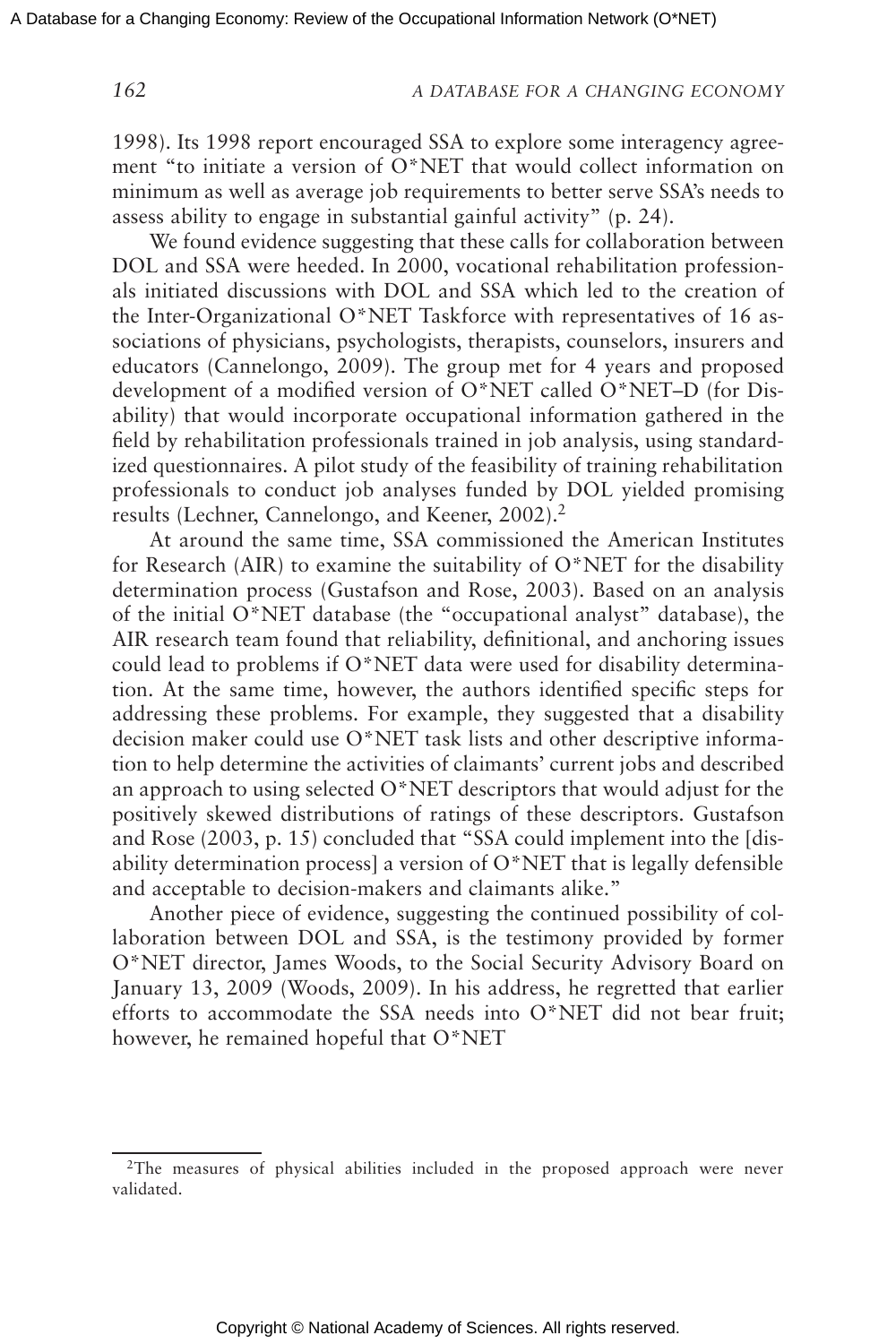1998). Its 1998 report encouraged SSA to explore some interagency agreement "to initiate a version of O*NET that would collect information on minimum as well as average job requirements to better serve SSA's needs to assess ability to engage in substantial gainful activity" (p. 24).

We found evidence suggesting that these calls for collaboration between DOL and SSA were heeded. In 2000, vocational rehabilitation professionals initiated discussions with DOL and SSA which led to the creation of the Inter-Organizational O*NET Taskforce with representatives of 16 associations of physicians, psychologists, therapists, counselors, insurers and educators (Cannelongo, 2009). The group met for 4 years and proposed development of a modified version of O*NET called O*NET–D (for Disability) that would incorporate occupational information gathered in the field by rehabilitation professionals trained in job analysis, using standardized questionnaires. A pilot study of the feasibility of training rehabilitation professionals to conduct job analyses funded by DOL yielded promising results (Lechner, Cannelongo, and Keener, 2002).[2]

At around the same time, SSA commissioned the American Institutes for Research (AIR) to examine the suitability of O*NET for the disability determination process (Gustafson and Rose, 2003). Based on an analysis of the initial O*NET database (the "occupational analyst" database), the AIR research team found that reliability, definitional, and anchoring issues could lead to problems if O*NET data were used for disability determination. At the same time, however, the authors identified specific steps for addressing these problems. For example, they suggested that a disability decision maker could use O*NET task lists and other descriptive information to help determine the activities of claimants' current jobs and described an approach to using selected O*NET descriptors that would adjust for the positively skewed distributions of ratings of these descriptors. Gustafson and Rose (2003, p. 15) concluded that "SSA could implement into the [disability determination process] a version of O*NET that is legally defensible and acceptable to decision-makers and claimants alike."

Another piece of evidence, suggesting the continued possibility of collaboration between DOL and SSA, is the testimony provided by former O*NET director, James Woods, to the Social Security Advisory Board on January 13, 2009 (Woods, 2009). In his address, he regretted that earlier efforts to accommodate the SSA needs into O*NET did not bear fruit; however, he remained hopeful that O*NET

[2]The measures of physical abilities included in the proposed approach were never validated.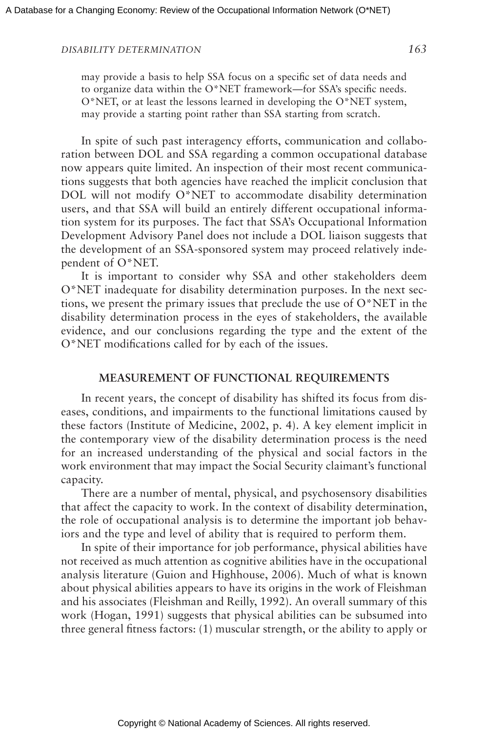may provide a basis to help SSA focus on a specific set of data needs and to organize data within the O*NET framework—for SSA's specific needs. O*NET, or at least the lessons learned in developing the O*NET system, may provide a starting point rather than SSA starting from scratch.

In spite of such past interagency efforts, communication and collaboration between DOL and SSA regarding a common occupational database now appears quite limited. An inspection of their most recent communications suggests that both agencies have reached the implicit conclusion that DOL will not modify O*NET to accommodate disability determination users, and that SSA will build an entirely different occupational information system for its purposes. The fact that SSA's Occupational Information Development Advisory Panel does not include a DOL liaison suggests that the development of an SSA-sponsored system may proceed relatively independent of O*NET.

It is important to consider why SSA and other stakeholders deem O*NET inadequate for disability determination purposes. In the next sections, we present the primary issues that preclude the use of O*NET in the disability determination process in the eyes of stakeholders, the available evidence, and our conclusions regarding the type and the extent of the O*NET modifications called for by each of the issues.

## MEASUREMENT OF FUNCTIONAL REQUIREMENTS

In recent years, the concept of disability has shifted its focus from diseases, conditions, and impairments to the functional limitations caused by these factors (Institute of Medicine, 2002, p. 4). A key element implicit in the contemporary view of the disability determination process is the need for an increased understanding of the physical and social factors in the work environment that may impact the Social Security claimant's functional capacity.

There are a number of mental, physical, and psychosensory disabilities that affect the capacity to work. In the context of disability determination, the role of occupational analysis is to determine the important job behaviors and the type and level of ability that is required to perform them.

In spite of their importance for job performance, physical abilities have not received as much attention as cognitive abilities have in the occupational analysis literature (Guion and Highhouse, 2006). Much of what is known about physical abilities appears to have its origins in the work of Fleishman and his associates (Fleishman and Reilly, 1992). An overall summary of this work (Hogan, 1991) suggests that physical abilities can be subsumed into three general fitness factors: (1) muscular strength, or the ability to apply or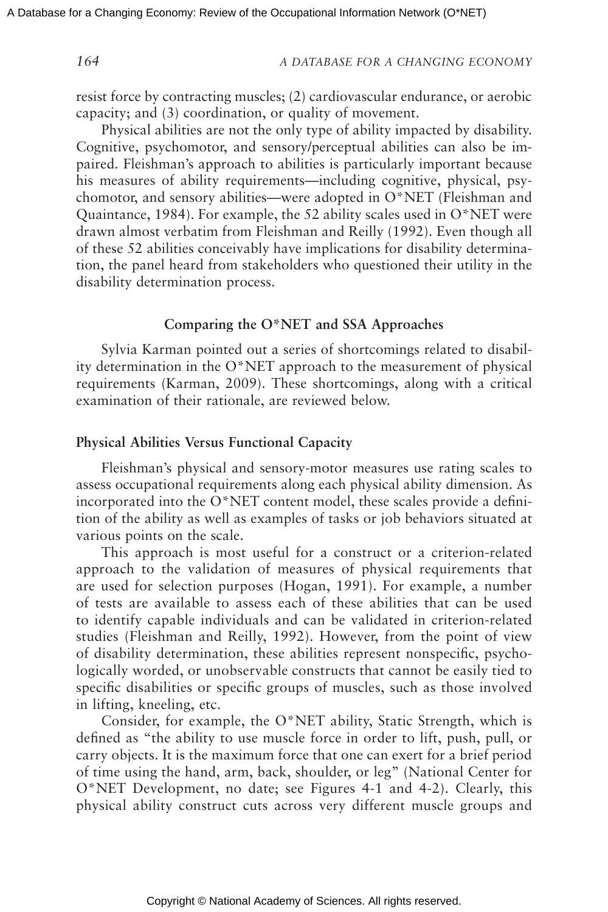resist force by contracting muscles; (2) cardiovascular endurance, or aerobic capacity; and (3) coordination, or quality of movement.

Physical abilities are not the only type of ability impacted by disability. Cognitive, psychomotor, and sensory/perceptual abilities can also be impaired. Fleishman's approach to abilities is particularly important because his measures of ability requirements—including cognitive, physical, psychomotor, and sensory abilities—were adopted in O*NET (Fleishman and Quaintance, 1984). For example, the 52 ability scales used in O*NET were drawn almost verbatim from Fleishman and Reilly (1992). Even though all of these 52 abilities conceivably have implications for disability determination, the panel heard from stakeholders who questioned their utility in the disability determination process.

## Comparing the O*NET and SSA Approaches

Sylvia Karman pointed out a series of shortcomings related to disability determination in the O*NET approach to the measurement of physical requirements (Karman, 2009). These shortcomings, along with a critical examination of their rationale, are reviewed below.

### Physical Abilities Versus Functional Capacity

Fleishman's physical and sensory-motor measures use rating scales to assess occupational requirements along each physical ability dimension. As incorporated into the O*NET content model, these scales provide a definition of the ability as well as examples of tasks or job behaviors situated at various points on the scale.

This approach is most useful for a construct or a criterion-related approach to the validation of measures of physical requirements that are used for selection purposes (Hogan, 1991). For example, a number of tests are available to assess each of these abilities that can be used to identify capable individuals and can be validated in criterion-related studies (Fleishman and Reilly, 1992). However, from the point of view of disability determination, these abilities represent nonspecific, psychologically worded, or unobservable constructs that cannot be easily tied to specific disabilities or specific groups of muscles, such as those involved in lifting, kneeling, etc.

Consider, for example, the O*NET ability, Static Strength, which is defined as "the ability to use muscle force in order to lift, push, pull, or carry objects. It is the maximum force that one can exert for a brief period of time using the hand, arm, back, shoulder, or leg" (National Center for O*NET Development, no date; see Figures 4-1 and 4-2). Clearly, this physical ability construct cuts across very different muscle groups and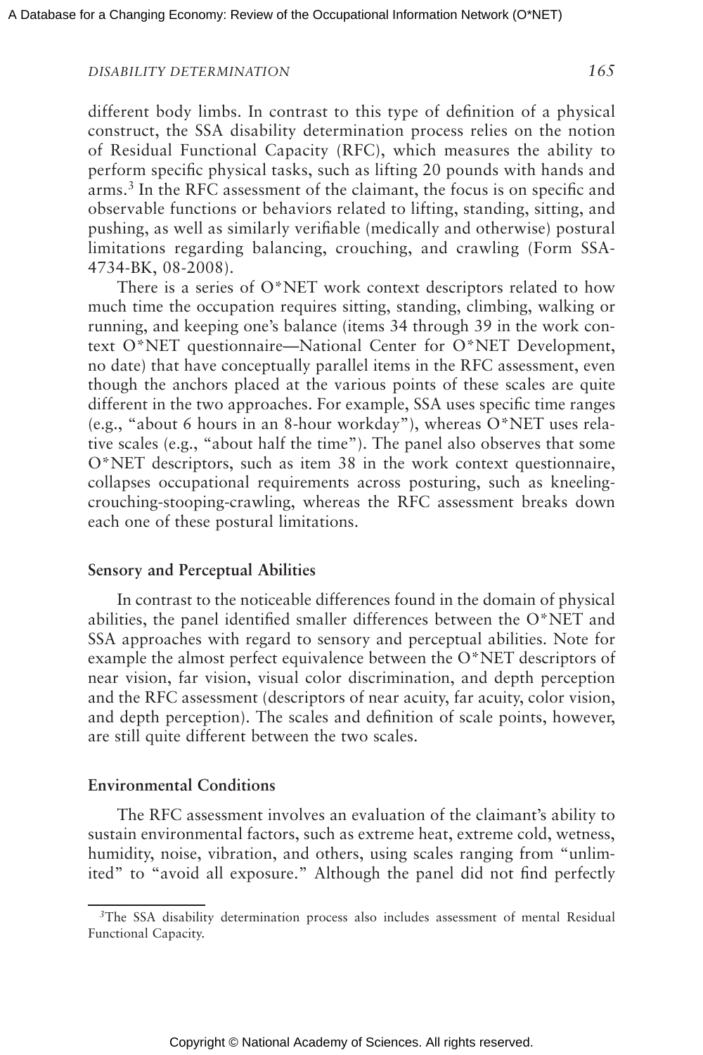different body limbs. In contrast to this type of definition of a physical construct, the SSA disability determination process relies on the notion of Residual Functional Capacity (RFC), which measures the ability to perform specific physical tasks, such as lifting 20 pounds with hands and arms.[3] In the RFC assessment of the claimant, the focus is on specific and observable functions or behaviors related to lifting, standing, sitting, and pushing, as well as similarly verifiable (medically and otherwise) postural limitations regarding balancing, crouching, and crawling (Form SSA-4734-BK, 08-2008).

There is a series of O*NET work context descriptors related to how much time the occupation requires sitting, standing, climbing, walking or running, and keeping one's balance (items 34 through 39 in the work context O*NET questionnaire—National Center for O*NET Development, no date) that have conceptually parallel items in the RFC assessment, even though the anchors placed at the various points of these scales are quite different in the two approaches. For example, SSA uses specific time ranges (e.g., "about 6 hours in an 8-hour workday"), whereas O*NET uses relative scales (e.g., "about half the time"). The panel also observes that some O*NET descriptors, such as item 38 in the work context questionnaire, collapses occupational requirements across posturing, such as kneeling-crouching-stooping-crawling, whereas the RFC assessment breaks down each one of these postural limitations.

### Sensory and Perceptual Abilities

In contrast to the noticeable differences found in the domain of physical abilities, the panel identified smaller differences between the O*NET and SSA approaches with regard to sensory and perceptual abilities. Note for example the almost perfect equivalence between the O*NET descriptors of near vision, far vision, visual color discrimination, and depth perception and the RFC assessment (descriptors of near acuity, far acuity, color vision, and depth perception). The scales and definition of scale points, however, are still quite different between the two scales.

### Environmental Conditions

The RFC assessment involves an evaluation of the claimant's ability to sustain environmental factors, such as extreme heat, extreme cold, wetness, humidity, noise, vibration, and others, using scales ranging from "unlimited" to "avoid all exposure." Although the panel did not find perfectly

[3]The SSA disability determination process also includes assessment of mental Residual Functional Capacity.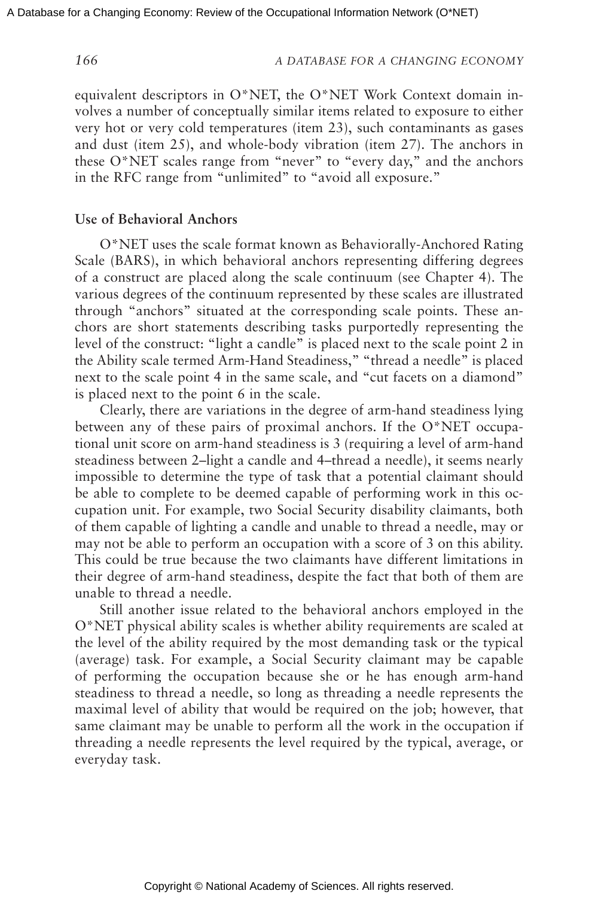equivalent descriptors in O*NET, the O*NET Work Context domain involves a number of conceptually similar items related to exposure to either very hot or very cold temperatures (item 23), such contaminants as gases and dust (item 25), and whole-body vibration (item 27). The anchors in these O*NET scales range from "never" to "every day," and the anchors in the RFC range from "unlimited" to "avoid all exposure."

### Use of Behavioral Anchors

O*NET uses the scale format known as Behaviorally-Anchored Rating Scale (BARS), in which behavioral anchors representing differing degrees of a construct are placed along the scale continuum (see Chapter 4). The various degrees of the continuum represented by these scales are illustrated through "anchors" situated at the corresponding scale points. These anchors are short statements describing tasks purportedly representing the level of the construct: "light a candle" is placed next to the scale point 2 in the Ability scale termed Arm-Hand Steadiness," "thread a needle" is placed next to the scale point 4 in the same scale, and "cut facets on a diamond" is placed next to the point 6 in the scale.

Clearly, there are variations in the degree of arm-hand steadiness lying between any of these pairs of proximal anchors. If the O*NET occupational unit score on arm-hand steadiness is 3 (requiring a level of arm-hand steadiness between 2–light a candle and 4–thread a needle), it seems nearly impossible to determine the type of task that a potential claimant should be able to complete to be deemed capable of performing work in this occupation unit. For example, two Social Security disability claimants, both of them capable of lighting a candle and unable to thread a needle, may or may not be able to perform an occupation with a score of 3 on this ability. This could be true because the two claimants have different limitations in their degree of arm-hand steadiness, despite the fact that both of them are unable to thread a needle.

Still another issue related to the behavioral anchors employed in the O*NET physical ability scales is whether ability requirements are scaled at the level of the ability required by the most demanding task or the typical (average) task. For example, a Social Security claimant may be capable of performing the occupation because she or he has enough arm-hand steadiness to thread a needle, so long as threading a needle represents the maximal level of ability that would be required on the job; however, that same claimant may be unable to perform all the work in the occupation if threading a needle represents the level required by the typical, average, or everyday task.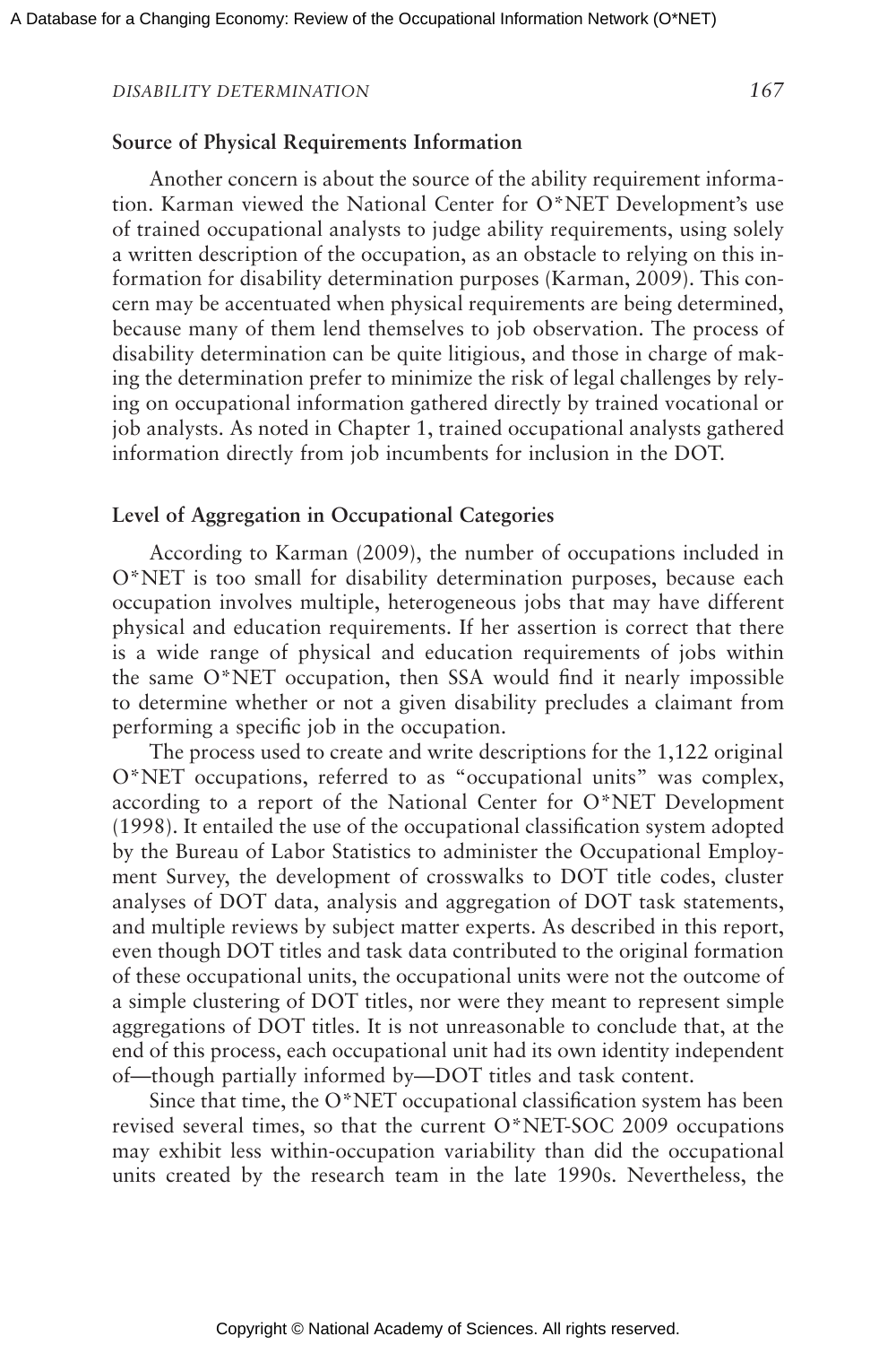### Source of Physical Requirements Information

Another concern is about the source of the ability requirement information. Karman viewed the National Center for O*NET Development's use of trained occupational analysts to judge ability requirements, using solely a written description of the occupation, as an obstacle to relying on this information for disability determination purposes (Karman, 2009). This concern may be accentuated when physical requirements are being determined, because many of them lend themselves to job observation. The process of disability determination can be quite litigious, and those in charge of making the determination prefer to minimize the risk of legal challenges by relying on occupational information gathered directly by trained vocational or job analysts. As noted in Chapter 1, trained occupational analysts gathered information directly from job incumbents for inclusion in the DOT.

### Level of Aggregation in Occupational Categories

According to Karman (2009), the number of occupations included in O*NET is too small for disability determination purposes, because each occupation involves multiple, heterogeneous jobs that may have different physical and education requirements. If her assertion is correct that there is a wide range of physical and education requirements of jobs within the same O*NET occupation, then SSA would find it nearly impossible to determine whether or not a given disability precludes a claimant from performing a specific job in the occupation.

The process used to create and write descriptions for the 1,122 original O*NET occupations, referred to as "occupational units" was complex, according to a report of the National Center for O*NET Development (1998). It entailed the use of the occupational classification system adopted by the Bureau of Labor Statistics to administer the Occupational Employment Survey, the development of crosswalks to DOT title codes, cluster analyses of DOT data, analysis and aggregation of DOT task statements, and multiple reviews by subject matter experts. As described in this report, even though DOT titles and task data contributed to the original formation of these occupational units, the occupational units were not the outcome of a simple clustering of DOT titles, nor were they meant to represent simple aggregations of DOT titles. It is not unreasonable to conclude that, at the end of this process, each occupational unit had its own identity independent of—though partially informed by—DOT titles and task content.

Since that time, the O*NET occupational classification system has been revised several times, so that the current O*NET-SOC 2009 occupations may exhibit less within-occupation variability than did the occupational units created by the research team in the late 1990s. Nevertheless, the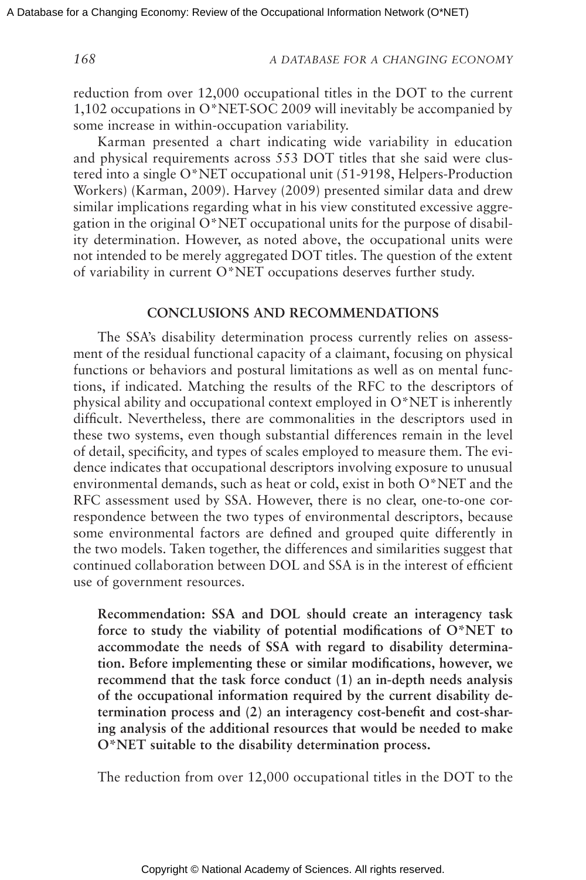reduction from over 12,000 occupational titles in the DOT to the current 1,102 occupations in O*NET-SOC 2009 will inevitably be accompanied by some increase in within-occupation variability.

Karman presented a chart indicating wide variability in education and physical requirements across 553 DOT titles that she said were clustered into a single O*NET occupational unit (51-9198, Helpers-Production Workers) (Karman, 2009). Harvey (2009) presented similar data and drew similar implications regarding what in his view constituted excessive aggregation in the original O*NET occupational units for the purpose of disability determination. However, as noted above, the occupational units were not intended to be merely aggregated DOT titles. The question of the extent of variability in current O*NET occupations deserves further study.

## CONCLUSIONS AND RECOMMENDATIONS

The SSA's disability determination process currently relies on assessment of the residual functional capacity of a claimant, focusing on physical functions or behaviors and postural limitations as well as on mental functions, if indicated. Matching the results of the RFC to the descriptors of physical ability and occupational context employed in O*NET is inherently difficult. Nevertheless, there are commonalities in the descriptors used in these two systems, even though substantial differences remain in the level of detail, specificity, and types of scales employed to measure them. The evidence indicates that occupational descriptors involving exposure to unusual environmental demands, such as heat or cold, exist in both O*NET and the RFC assessment used by SSA. However, there is no clear, one-to-one correspondence between the two types of environmental descriptors, because some environmental factors are defined and grouped quite differently in the two models. Taken together, the differences and similarities suggest that continued collaboration between DOL and SSA is in the interest of efficient use of government resources.

**Recommendation: SSA and DOL should create an interagency task force to study the viability of potential modifications of O*NET to accommodate the needs of SSA with regard to disability determination. Before implementing these or similar modifications, however, we recommend that the task force conduct (1) an in-depth needs analysis of the occupational information required by the current disability determination process and (2) an interagency cost-benefit and cost-sharing analysis of the additional resources that would be needed to make O*NET suitable to the disability determination process.**

The reduction from over 12,000 occupational titles in the DOT to the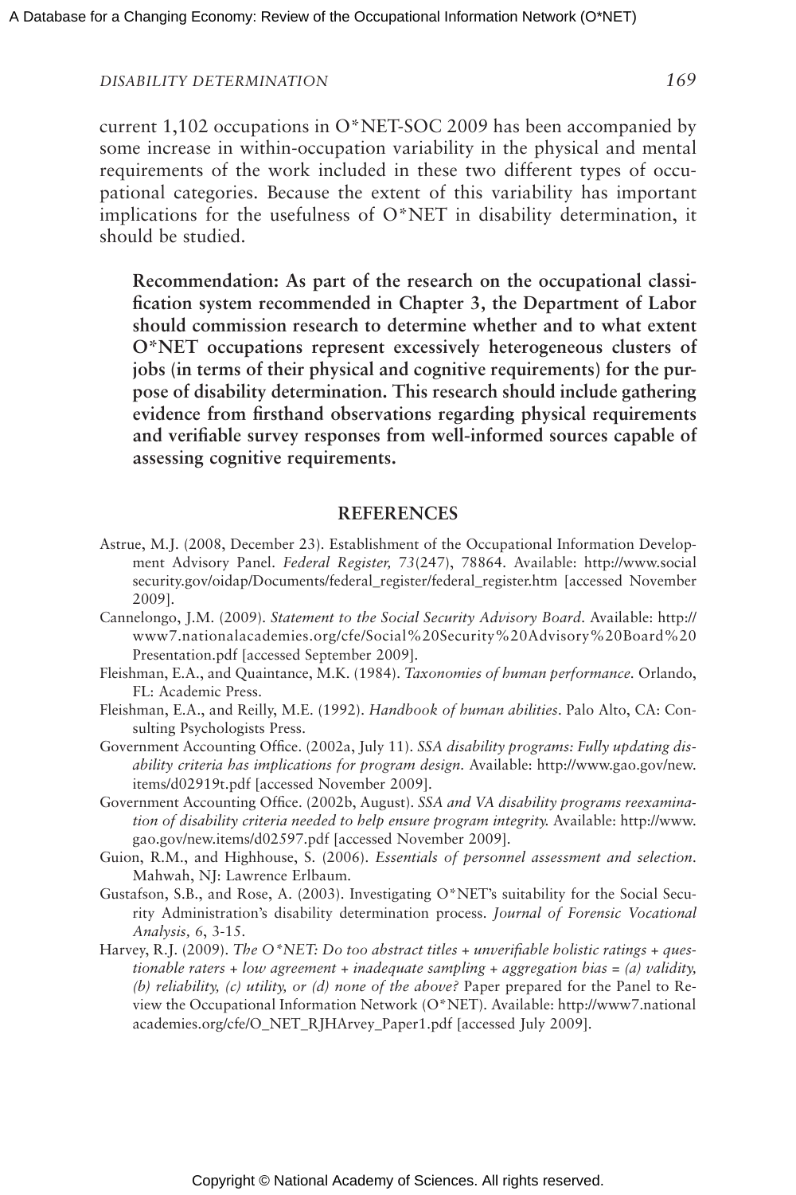current 1,102 occupations in O*NET-SOC 2009 has been accompanied by some increase in within-occupation variability in the physical and mental requirements of the work included in these two different types of occupational categories. Because the extent of this variability has important implications for the usefulness of O*NET in disability determination, it should be studied.

> **Recommendation: As part of the research on the occupational classification system recommended in Chapter 3, the Department of Labor should commission research to determine whether and to what extent O*NET occupations represent excessively heterogeneous clusters of jobs (in terms of their physical and cognitive requirements) for the purpose of disability determination. This research should include gathering evidence from firsthand observations regarding physical requirements and verifiable survey responses from well-informed sources capable of assessing cognitive requirements.**

## REFERENCES

Astrue, M.J. (2008, December 23). Establishment of the Occupational Information Development Advisory Panel. *Federal Register, 73*(247), 78864. Available: http://www.socialsecurity.gov/oidap/Documents/federal_register/federal_register.htm [accessed November 2009].

Cannelongo, J.M. (2009). *Statement to the Social Security Advisory Board*. Available: http://www7.nationalacademies.org/cfe/Social%20Security%20Advisory%20Board%20Presentation.pdf [accessed September 2009].

Fleishman, E.A., and Quaintance, M.K. (1984). *Taxonomies of human performance*. Orlando, FL: Academic Press.

Fleishman, E.A., and Reilly, M.E. (1992). *Handbook of human abilities*. Palo Alto, CA: Consulting Psychologists Press.

Government Accounting Office. (2002a, July 11). *SSA disability programs: Fully updating disability criteria has implications for program design.* Available: http://www.gao.gov/new.items/d02919t.pdf [accessed November 2009].

Government Accounting Office. (2002b, August). *SSA and VA disability programs reexamination of disability criteria needed to help ensure program integrity.* Available: http://www.gao.gov/new.items/d02597.pdf [accessed November 2009].

Guion, R.M., and Highhouse, S. (2006). *Essentials of personnel assessment and selection*. Mahwah, NJ: Lawrence Erlbaum.

Gustafson, S.B., and Rose, A. (2003). Investigating O*NET's suitability for the Social Security Administration's disability determination process. *Journal of Forensic Vocational Analysis,* 6, 3-15.

Harvey, R.J. (2009). *The O*NET: Do too abstract titles + unverifiable holistic ratings + questionable raters + low agreement + inadequate sampling + aggregation bias = (a) validity, (b) reliability, (c) utility, or (d) none of the above?* Paper prepared for the Panel to Review the Occupational Information Network (O*NET). Available: http://www7.nationalacademies.org/cfe/O_NET_RJHArvey_Paper1.pdf [accessed July 2009].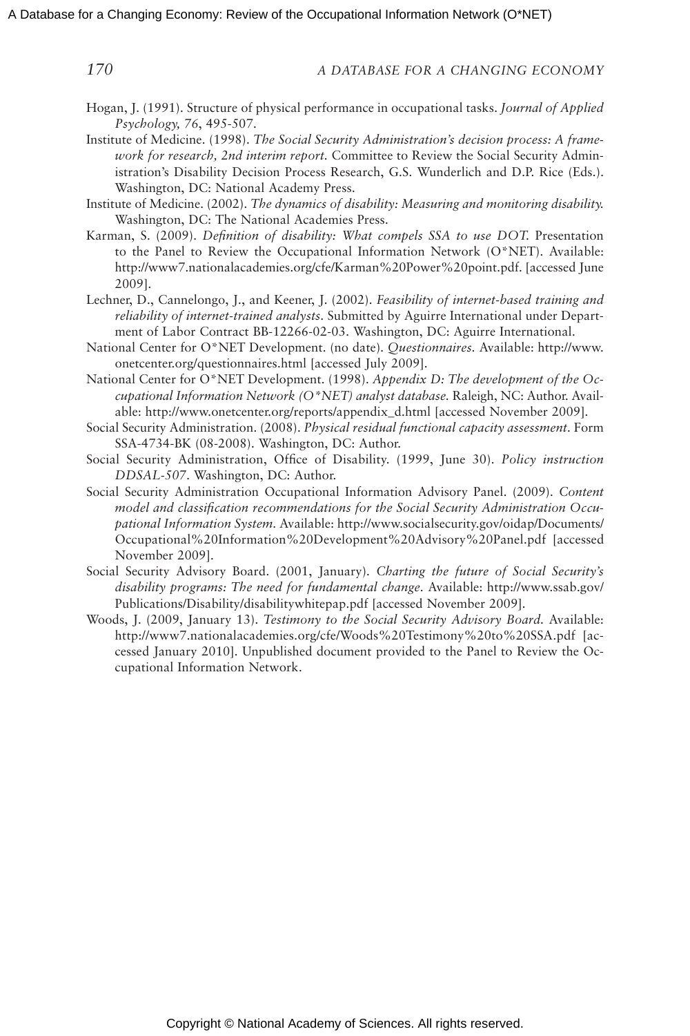Hogan, J. (1991). Structure of physical performance in occupational tasks. *Journal of Applied Psychology, 76*, 495-507.

Institute of Medicine. (1998). *The Social Security Administration's decision process: A framework for research, 2nd interim report.* Committee to Review the Social Security Administration's Disability Decision Process Research, G.S. Wunderlich and D.P. Rice (Eds.). Washington, DC: National Academy Press.

Institute of Medicine. (2002). *The dynamics of disability: Measuring and monitoring disability.* Washington, DC: The National Academies Press.

Karman, S. (2009). *Definition of disability: What compels SSA to use DOT.* Presentation to the Panel to Review the Occupational Information Network (O*NET). Available: http://www7.nationalacademies.org/cfe/Karman%20Power%20point.pdf. [accessed June 2009].

Lechner, D., Cannelongo, J., and Keener, J. (2002). *Feasibility of internet-based training and reliability of internet-trained analysts.* Submitted by Aguirre International under Department of Labor Contract BB-12266-02-03. Washington, DC: Aguirre International.

National Center for O*NET Development. (no date). *Questionnaires.* Available: http://www.onetcenter.org/questionnaires.html [accessed July 2009].

National Center for O*NET Development. (1998). *Appendix D: The development of the Occupational Information Network (O*NET) analyst database.* Raleigh, NC: Author. Available: http://www.onetcenter.org/reports/appendix_d.html [accessed November 2009].

Social Security Administration. (2008). *Physical residual functional capacity assessment.* Form SSA-4734-BK (08-2008). Washington, DC: Author.

Social Security Administration, Office of Disability. (1999, June 30). *Policy instruction DDSAL-507.* Washington, DC: Author.

Social Security Administration Occupational Information Advisory Panel. (2009). *Content model and classification recommendations for the Social Security Administration Occupational Information System.* Available: http://www.socialsecurity.gov/oidap/Documents/Occupational%20Information%20Development%20Advisory%20Panel.pdf [accessed November 2009].

Social Security Advisory Board. (2001, January). *Charting the future of Social Security's disability programs: The need for fundamental change.* Available: http://www.ssab.gov/Publications/Disability/disabilitywhitepap.pdf [accessed November 2009].

Woods, J. (2009, January 13). *Testimony to the Social Security Advisory Board.* Available: http://www7.nationalacademies.org/cfe/Woods%20Testimony%20to%20SSA.pdf [accessed January 2010]. Unpublished document provided to the Panel to Review the Occupational Information Network.